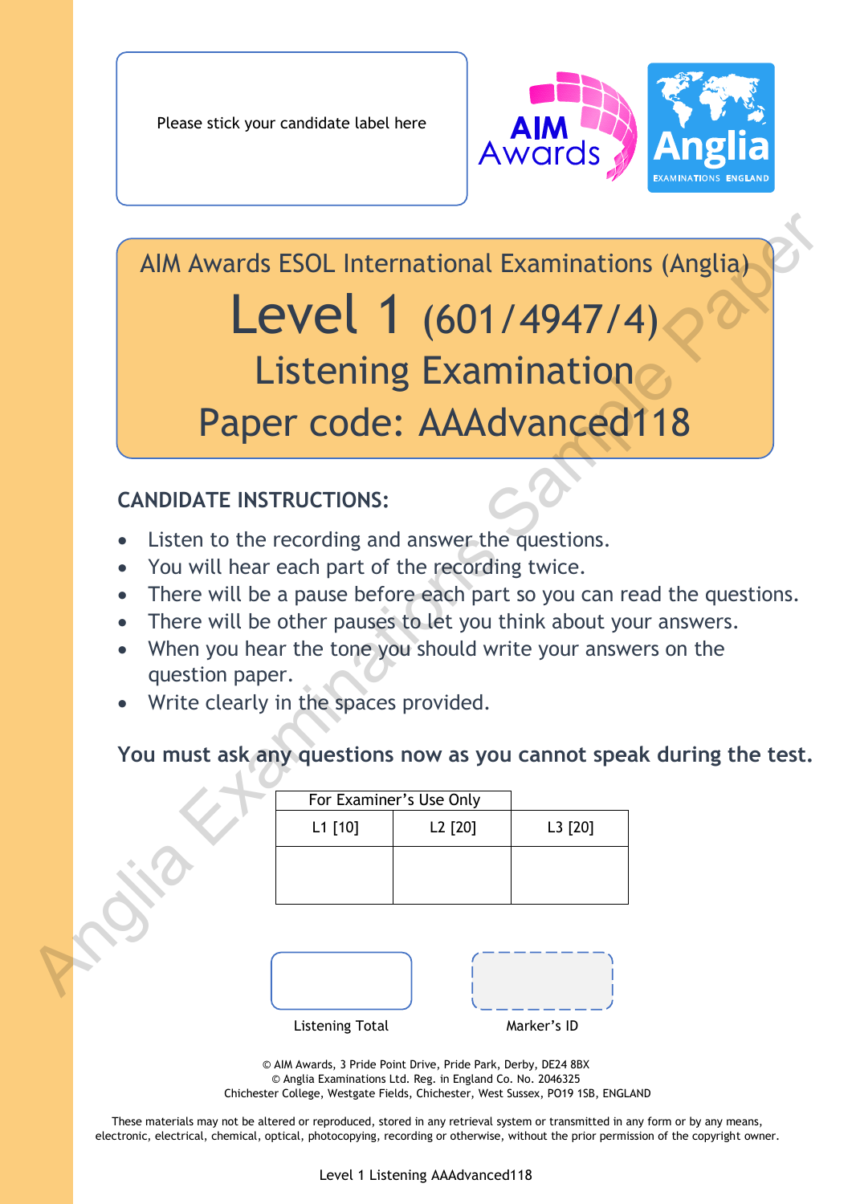Please stick your candidate label here

# AIM Awards ESOL International Examinations (Anglia)

# Level 1 (601/4947/4)

## Listening Examination

## Paper code: AAAdvanced118

**CANDIDATE INSTRUCTIONS:**

- Listen to the recording and answer the questions.
- You will hear each part of the recording twice.
- There will be a pause before each part so you can read the questions.
- There will be other pauses to let you think about your answers.
- When you hear the tone you should write your answers on the question paper.
- Write clearly in the spaces provided.

**You must ask any questions now as you cannot speak during the test.**

| For Examiner's Use Only | | |
|---|---|---|
| L1 [10] | L2 [20] | L3 [20] |
| | | |

Listening Total

Marker's ID

© AIM Awards, 3 Pride Point Drive, Pride Park, Derby, DE24 8BX
© Anglia Examinations Ltd. Reg. in England Co. No. 2046325
Chichester College, Westgate Fields, Chichester, West Sussex, PO19 1SB, ENGLAND

These materials may not be altered or reproduced, stored in any retrieval system or transmitted in any form or by any means, electronic, electrical, chemical, optical, photocopying, recording or otherwise, without the prior permission of the copyright owner.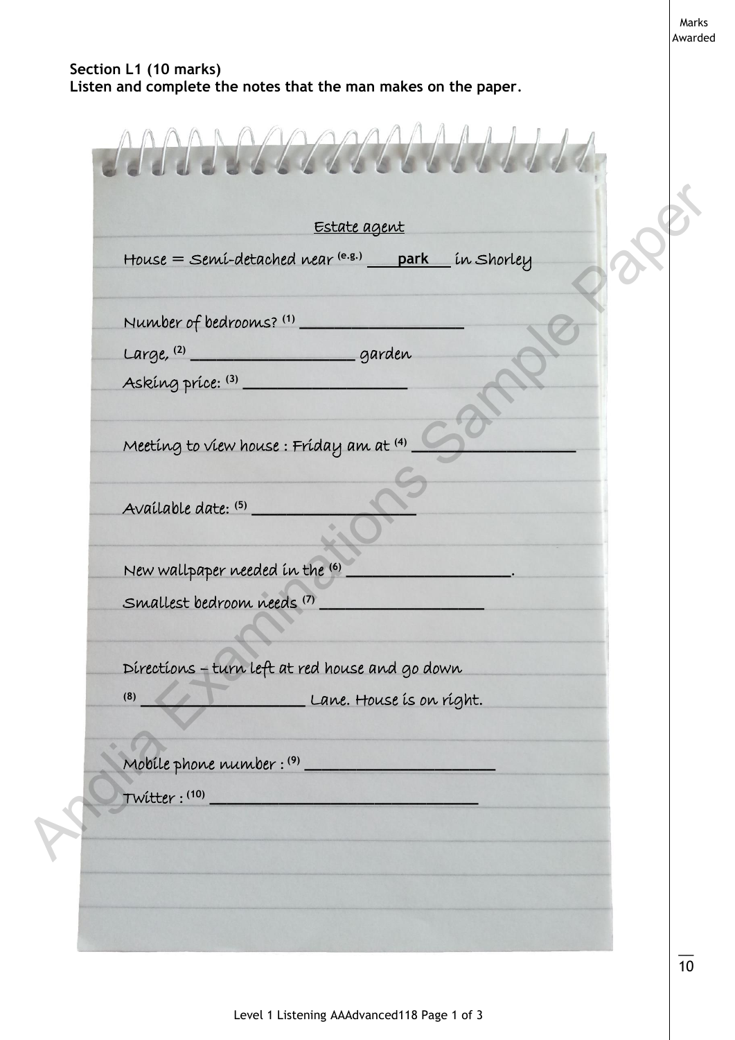Marks Awarded

**Section L1 (10 marks)**
**Listen and complete the notes that the man makes on the paper.**

Estate agent

House = Semi-detached near (e.g.) ___**park**___ in Shorley

Number of bedrooms? (1) ____________________

Large, (2) ____________________ garden

Asking price: (3) ____________________

Meeting to view house : Friday am at (4) ____________________

Available date: (5) ____________________

New wallpaper needed in the (6) ____________________.

Smallest bedroom needs (7) ____________________

Directions – turn left at red house and go down

(8) ____________________ Lane. House is on right.

Mobile phone number : (9) ____________________

Twitter : (10) ______________________________

10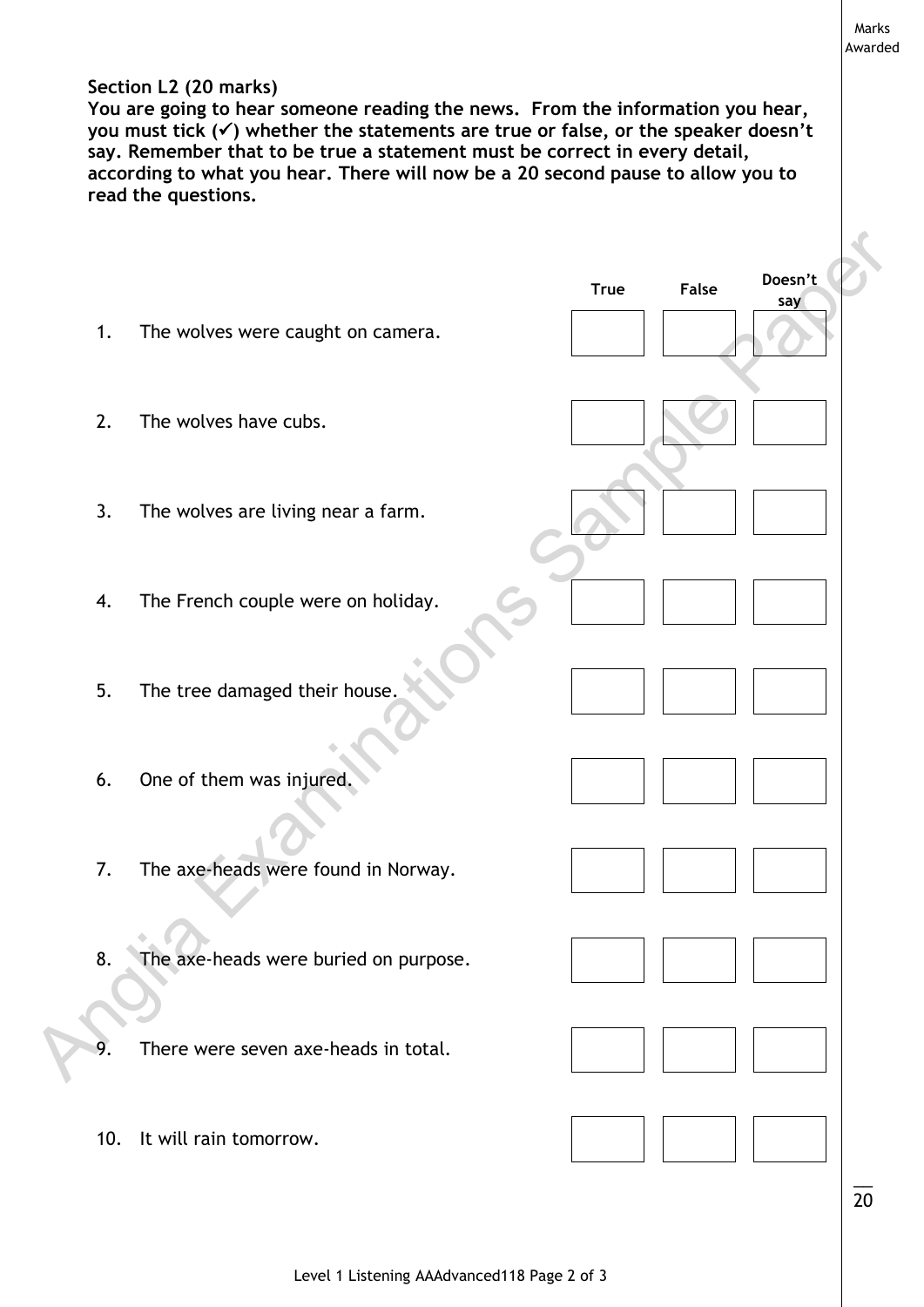Marks Awarded

**Section L2 (20 marks)**

**You are going to hear someone reading the news. From the information you hear, you must tick (✓) whether the statements are true or false, or the speaker doesn't say. Remember that to be true a statement must be correct in every detail, according to what you hear. There will now be a 20 second pause to allow you to read the questions.**

| | | True | False | Doesn't say |
|---|---|---|---|---|
| 1. | The wolves were caught on camera. | | | |
| 2. | The wolves have cubs. | | | |
| 3. | The wolves are living near a farm. | | | |
| 4. | The French couple were on holiday. | | | |
| 5. | The tree damaged their house. | | | |
| 6. | One of them was injured. | | | |
| 7. | The axe-heads were found in Norway. | | | |
| 8. | The axe-heads were buried on purpose. | | | |
| 9. | There were seven axe-heads in total. | | | |
| 10. | It will rain tomorrow. | | | |

__
20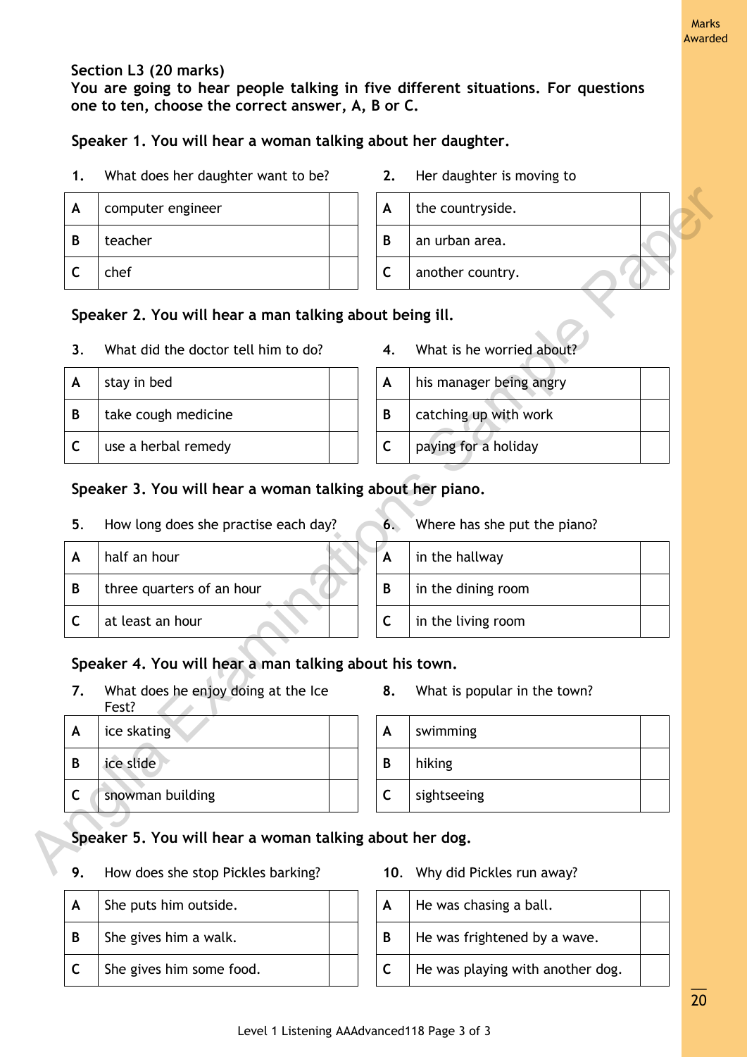Marks Awarded

**Section L3 (20 marks)**
**You are going to hear people talking in five different situations. For questions one to ten, choose the correct answer, A, B or C.**

**Speaker 1. You will hear a woman talking about her daughter.**

1. What does her daughter want to be?

| | | |
|---|---|---|
| **A** | computer engineer | |
| **B** | teacher | |
| **C** | chef | |

2. Her daughter is moving to

| | | |
|---|---|---|
| **A** | the countryside. | |
| **B** | an urban area. | |
| **C** | another country. | |

**Speaker 2. You will hear a man talking about being ill.**

3. What did the doctor tell him to do?

| | | |
|---|---|---|
| **A** | stay in bed | |
| **B** | take cough medicine | |
| **C** | use a herbal remedy | |

4. What is he worried about?

| | | |
|---|---|---|
| **A** | his manager being angry | |
| **B** | catching up with work | |
| **C** | paying for a holiday | |

**Speaker 3. You will hear a woman talking about her piano.**

5. How long does she practise each day?

| | | |
|---|---|---|
| **A** | half an hour | |
| **B** | three quarters of an hour | |
| **C** | at least an hour | |

6. Where has she put the piano?

| | | |
|---|---|---|
| **A** | in the hallway | |
| **B** | in the dining room | |
| **C** | in the living room | |

**Speaker 4. You will hear a man talking about his town.**

7. What does he enjoy doing at the Ice Fest?

| | | |
|---|---|---|
| **A** | ice skating | |
| **B** | ice slide | |
| **C** | snowman building | |

8. What is popular in the town?

| | | |
|---|---|---|
| **A** | swimming | |
| **B** | hiking | |
| **C** | sightseeing | |

**Speaker 5. You will hear a woman talking about her dog.**

9. How does she stop Pickles barking?

| | | |
|---|---|---|
| **A** | She puts him outside. | |
| **B** | She gives him a walk. | |
| **C** | She gives him some food. | |

10. Why did Pickles run away?

| | | |
|---|---|---|
| **A** | He was chasing a ball. | |
| **B** | He was frightened by a wave. | |
| **C** | He was playing with another dog. | |

___ 20